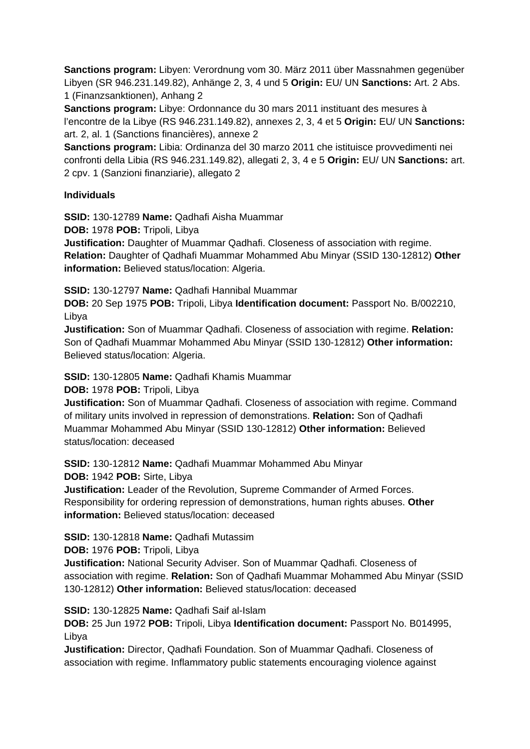**Sanctions program:** Libyen: Verordnung vom 30. März 2011 über Massnahmen gegenüber Libyen (SR 946.231.149.82), Anhänge 2, 3, 4 und 5 **Origin:** EU/ UN **Sanctions:** Art. 2 Abs. 1 (Finanzsanktionen), Anhang 2

**Sanctions program:** Libye: Ordonnance du 30 mars 2011 instituant des mesures à l'encontre de la Libye (RS 946.231.149.82), annexes 2, 3, 4 et 5 **Origin:** EU/ UN **Sanctions:** art. 2, al. 1 (Sanctions financières), annexe 2

**Sanctions program:** Libia: Ordinanza del 30 marzo 2011 che istituisce provvedimenti nei confronti della Libia (RS 946.231.149.82), allegati 2, 3, 4 e 5 **Origin:** EU/ UN **Sanctions:** art. 2 cpv. 1 (Sanzioni finanziarie), allegato 2

**Individuals**

**SSID:** 130-12789 **Name:** Qadhafi Aisha Muammar
**DOB:** 1978 **POB:** Tripoli, Libya
**Justification:** Daughter of Muammar Qadhafi. Closeness of association with regime. **Relation:** Daughter of Qadhafi Muammar Mohammed Abu Minyar (SSID 130-12812) **Other information:** Believed status/location: Algeria.

**SSID:** 130-12797 **Name:** Qadhafi Hannibal Muammar
**DOB:** 20 Sep 1975 **POB:** Tripoli, Libya **Identification document:** Passport No. B/002210, Libya
**Justification:** Son of Muammar Qadhafi. Closeness of association with regime. **Relation:** Son of Qadhafi Muammar Mohammed Abu Minyar (SSID 130-12812) **Other information:** Believed status/location: Algeria.

**SSID:** 130-12805 **Name:** Qadhafi Khamis Muammar
**DOB:** 1978 **POB:** Tripoli, Libya
**Justification:** Son of Muammar Qadhafi. Closeness of association with regime. Command of military units involved in repression of demonstrations. **Relation:** Son of Qadhafi Muammar Mohammed Abu Minyar (SSID 130-12812) **Other information:** Believed status/location: deceased

**SSID:** 130-12812 **Name:** Qadhafi Muammar Mohammed Abu Minyar
**DOB:** 1942 **POB:** Sirte, Libya
**Justification:** Leader of the Revolution, Supreme Commander of Armed Forces. Responsibility for ordering repression of demonstrations, human rights abuses. **Other information:** Believed status/location: deceased

**SSID:** 130-12818 **Name:** Qadhafi Mutassim
**DOB:** 1976 **POB:** Tripoli, Libya
**Justification:** National Security Adviser. Son of Muammar Qadhafi. Closeness of association with regime. **Relation:** Son of Qadhafi Muammar Mohammed Abu Minyar (SSID 130-12812) **Other information:** Believed status/location: deceased

**SSID:** 130-12825 **Name:** Qadhafi Saif al-Islam
**DOB:** 25 Jun 1972 **POB:** Tripoli, Libya **Identification document:** Passport No. B014995, Libya
**Justification:** Director, Qadhafi Foundation. Son of Muammar Qadhafi. Closeness of association with regime. Inflammatory public statements encouraging violence against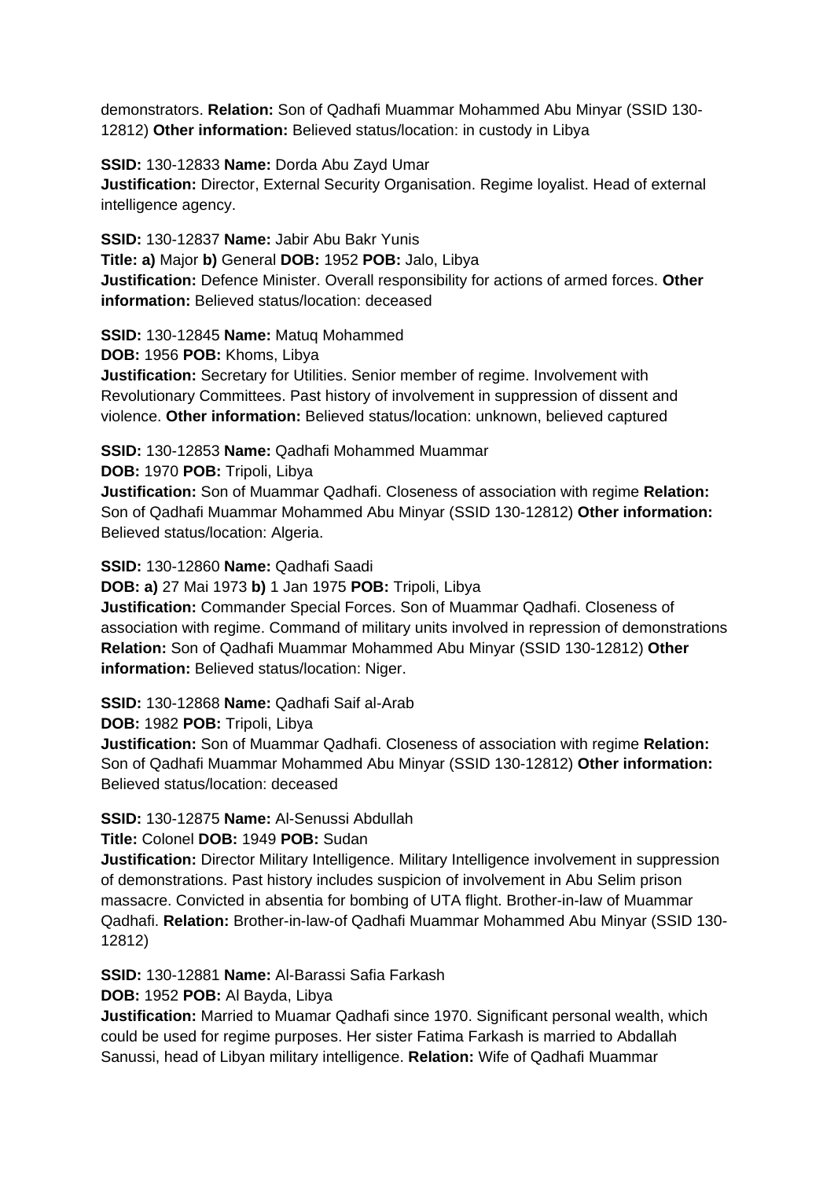demonstrators. **Relation:** Son of Qadhafi Muammar Mohammed Abu Minyar (SSID 130-12812) **Other information:** Believed status/location: in custody in Libya

**SSID:** 130-12833 **Name:** Dorda Abu Zayd Umar
**Justification:** Director, External Security Organisation. Regime loyalist. Head of external intelligence agency.

**SSID:** 130-12837 **Name:** Jabir Abu Bakr Yunis
**Title: a)** Major **b)** General **DOB:** 1952 **POB:** Jalo, Libya
**Justification:** Defence Minister. Overall responsibility for actions of armed forces. **Other information:** Believed status/location: deceased

**SSID:** 130-12845 **Name:** Matuq Mohammed
**DOB:** 1956 **POB:** Khoms, Libya
**Justification:** Secretary for Utilities. Senior member of regime. Involvement with Revolutionary Committees. Past history of involvement in suppression of dissent and violence. **Other information:** Believed status/location: unknown, believed captured

**SSID:** 130-12853 **Name:** Qadhafi Mohammed Muammar
**DOB:** 1970 **POB:** Tripoli, Libya
**Justification:** Son of Muammar Qadhafi. Closeness of association with regime **Relation:** Son of Qadhafi Muammar Mohammed Abu Minyar (SSID 130-12812) **Other information:** Believed status/location: Algeria.

**SSID:** 130-12860 **Name:** Qadhafi Saadi
**DOB: a)** 27 Mai 1973 **b)** 1 Jan 1975 **POB:** Tripoli, Libya
**Justification:** Commander Special Forces. Son of Muammar Qadhafi. Closeness of association with regime. Command of military units involved in repression of demonstrations **Relation:** Son of Qadhafi Muammar Mohammed Abu Minyar (SSID 130-12812) **Other information:** Believed status/location: Niger.

**SSID:** 130-12868 **Name:** Qadhafi Saif al-Arab
**DOB:** 1982 **POB:** Tripoli, Libya
**Justification:** Son of Muammar Qadhafi. Closeness of association with regime **Relation:** Son of Qadhafi Muammar Mohammed Abu Minyar (SSID 130-12812) **Other information:** Believed status/location: deceased

**SSID:** 130-12875 **Name:** Al-Senussi Abdullah
**Title:** Colonel **DOB:** 1949 **POB:** Sudan
**Justification:** Director Military Intelligence. Military Intelligence involvement in suppression of demonstrations. Past history includes suspicion of involvement in Abu Selim prison massacre. Convicted in absentia for bombing of UTA flight. Brother-in-law of Muammar Qadhafi. **Relation:** Brother-in-law-of Qadhafi Muammar Mohammed Abu Minyar (SSID 130-12812)

**SSID:** 130-12881 **Name:** Al-Barassi Safia Farkash
**DOB:** 1952 **POB:** Al Bayda, Libya
**Justification:** Married to Muamar Qadhafi since 1970. Significant personal wealth, which could be used for regime purposes. Her sister Fatima Farkash is married to Abdallah Sanussi, head of Libyan military intelligence. **Relation:** Wife of Qadhafi Muammar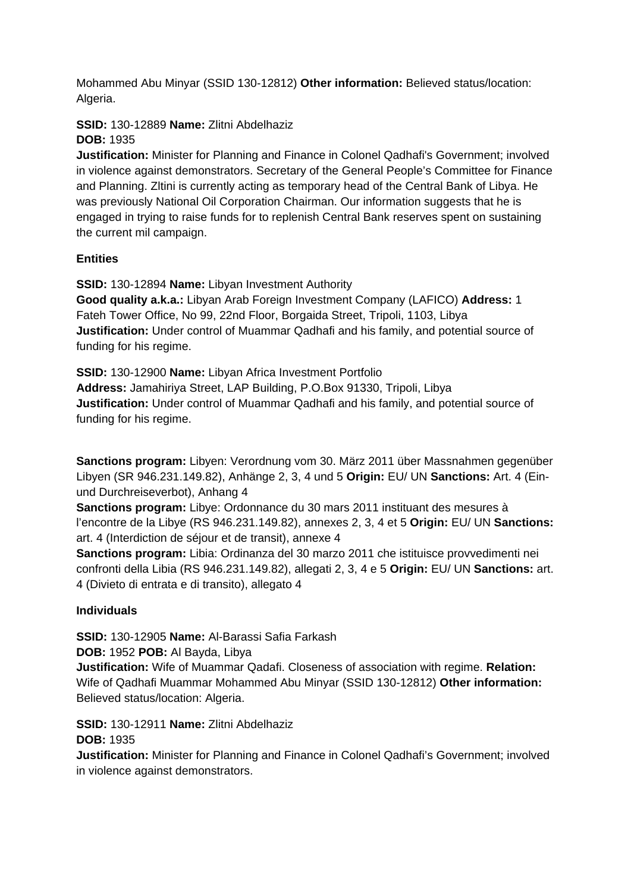Mohammed Abu Minyar (SSID 130-12812) **Other information:** Believed status/location: Algeria.

**SSID:** 130-12889 **Name:** Zlitni Abdelhaziz
**DOB:** 1935
**Justification:** Minister for Planning and Finance in Colonel Qadhafi's Government; involved in violence against demonstrators. Secretary of the General People's Committee for Finance and Planning. Zltini is currently acting as temporary head of the Central Bank of Libya. He was previously National Oil Corporation Chairman. Our information suggests that he is engaged in trying to raise funds for to replenish Central Bank reserves spent on sustaining the current mil campaign.

**Entities**

**SSID:** 130-12894 **Name:** Libyan Investment Authority
**Good quality a.k.a.:** Libyan Arab Foreign Investment Company (LAFICO) **Address:** 1 Fateh Tower Office, No 99, 22nd Floor, Borgaida Street, Tripoli, 1103, Libya
**Justification:** Under control of Muammar Qadhafi and his family, and potential source of funding for his regime.

**SSID:** 130-12900 **Name:** Libyan Africa Investment Portfolio
**Address:** Jamahiriya Street, LAP Building, P.O.Box 91330, Tripoli, Libya
**Justification:** Under control of Muammar Qadhafi and his family, and potential source of funding for his regime.

**Sanctions program:** Libyen: Verordnung vom 30. März 2011 über Massnahmen gegenüber Libyen (SR 946.231.149.82), Anhänge 2, 3, 4 und 5 **Origin:** EU/ UN **Sanctions:** Art. 4 (Ein- und Durchreiseverbot), Anhang 4
**Sanctions program:** Libye: Ordonnance du 30 mars 2011 instituant des mesures à l'encontre de la Libye (RS 946.231.149.82), annexes 2, 3, 4 et 5 **Origin:** EU/ UN **Sanctions:** art. 4 (Interdiction de séjour et de transit), annexe 4
**Sanctions program:** Libia: Ordinanza del 30 marzo 2011 che istituisce provvedimenti nei confronti della Libia (RS 946.231.149.82), allegati 2, 3, 4 e 5 **Origin:** EU/ UN **Sanctions:** art. 4 (Divieto di entrata e di transito), allegato 4

**Individuals**

**SSID:** 130-12905 **Name:** Al-Barassi Safia Farkash
**DOB:** 1952 **POB:** Al Bayda, Libya
**Justification:** Wife of Muammar Qadafi. Closeness of association with regime. **Relation:** Wife of Qadhafi Muammar Mohammed Abu Minyar (SSID 130-12812) **Other information:** Believed status/location: Algeria.

**SSID:** 130-12911 **Name:** Zlitni Abdelhaziz
**DOB:** 1935
**Justification:** Minister for Planning and Finance in Colonel Qadhafi's Government; involved in violence against demonstrators.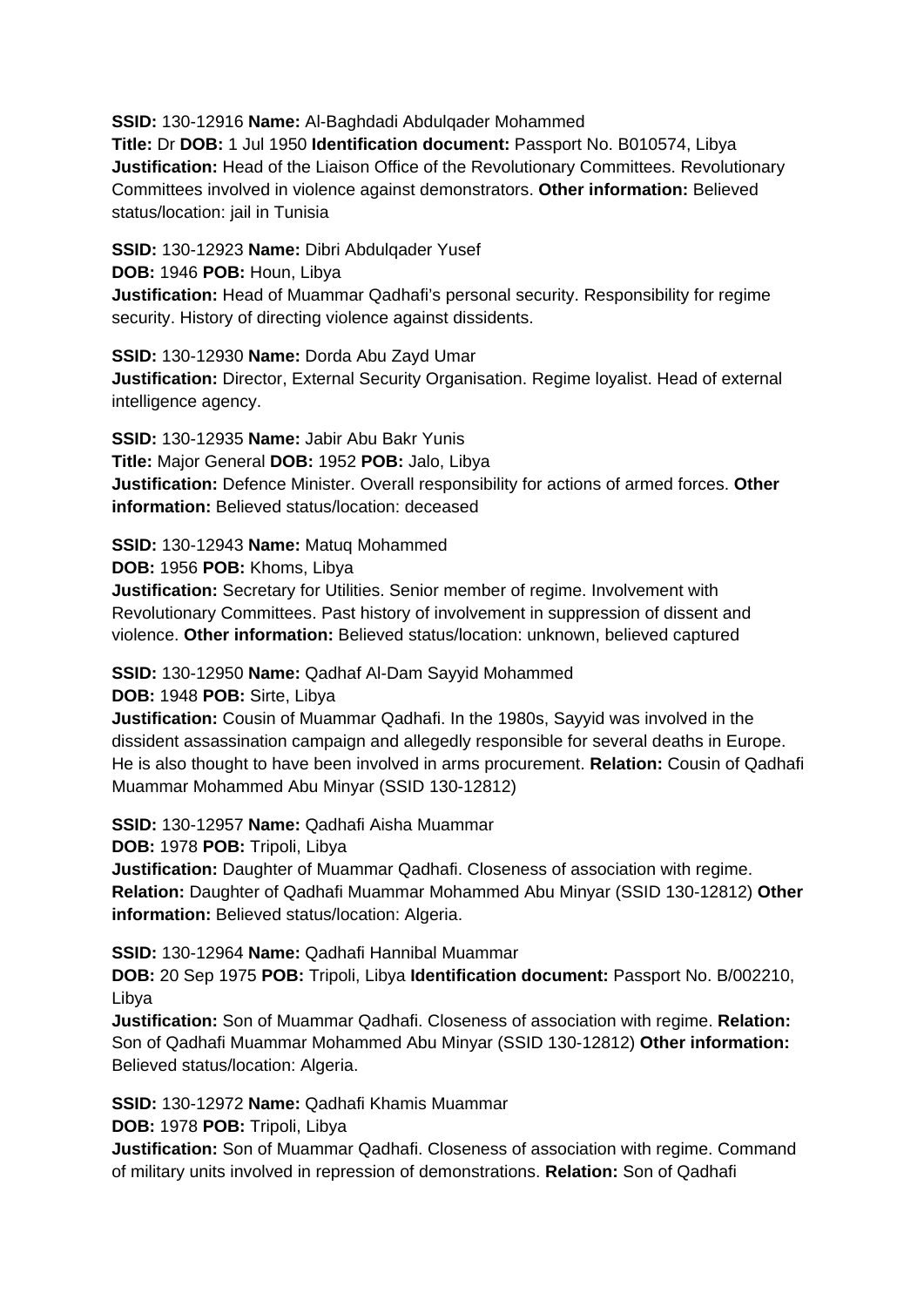**SSID:** 130-12916 **Name:** Al-Baghdadi Abdulqader Mohammed
**Title:** Dr **DOB:** 1 Jul 1950 **Identification document:** Passport No. B010574, Libya
**Justification:** Head of the Liaison Office of the Revolutionary Committees. Revolutionary Committees involved in violence against demonstrators. **Other information:** Believed status/location: jail in Tunisia

**SSID:** 130-12923 **Name:** Dibri Abdulqader Yusef
**DOB:** 1946 **POB:** Houn, Libya
**Justification:** Head of Muammar Qadhafi's personal security. Responsibility for regime security. History of directing violence against dissidents.

**SSID:** 130-12930 **Name:** Dorda Abu Zayd Umar
**Justification:** Director, External Security Organisation. Regime loyalist. Head of external intelligence agency.

**SSID:** 130-12935 **Name:** Jabir Abu Bakr Yunis
**Title:** Major General **DOB:** 1952 **POB:** Jalo, Libya
**Justification:** Defence Minister. Overall responsibility for actions of armed forces. **Other information:** Believed status/location: deceased

**SSID:** 130-12943 **Name:** Matuq Mohammed
**DOB:** 1956 **POB:** Khoms, Libya
**Justification:** Secretary for Utilities. Senior member of regime. Involvement with Revolutionary Committees. Past history of involvement in suppression of dissent and violence. **Other information:** Believed status/location: unknown, believed captured

**SSID:** 130-12950 **Name:** Qadhaf Al-Dam Sayyid Mohammed
**DOB:** 1948 **POB:** Sirte, Libya
**Justification:** Cousin of Muammar Qadhafi. In the 1980s, Sayyid was involved in the dissident assassination campaign and allegedly responsible for several deaths in Europe. He is also thought to have been involved in arms procurement. **Relation:** Cousin of Qadhafi Muammar Mohammed Abu Minyar (SSID 130-12812)

**SSID:** 130-12957 **Name:** Qadhafi Aisha Muammar
**DOB:** 1978 **POB:** Tripoli, Libya
**Justification:** Daughter of Muammar Qadhafi. Closeness of association with regime. **Relation:** Daughter of Qadhafi Muammar Mohammed Abu Minyar (SSID 130-12812) **Other information:** Believed status/location: Algeria.

**SSID:** 130-12964 **Name:** Qadhafi Hannibal Muammar
**DOB:** 20 Sep 1975 **POB:** Tripoli, Libya **Identification document:** Passport No. B/002210, Libya
**Justification:** Son of Muammar Qadhafi. Closeness of association with regime. **Relation:** Son of Qadhafi Muammar Mohammed Abu Minyar (SSID 130-12812) **Other information:** Believed status/location: Algeria.

**SSID:** 130-12972 **Name:** Qadhafi Khamis Muammar
**DOB:** 1978 **POB:** Tripoli, Libya
**Justification:** Son of Muammar Qadhafi. Closeness of association with regime. Command of military units involved in repression of demonstrations. **Relation:** Son of Qadhafi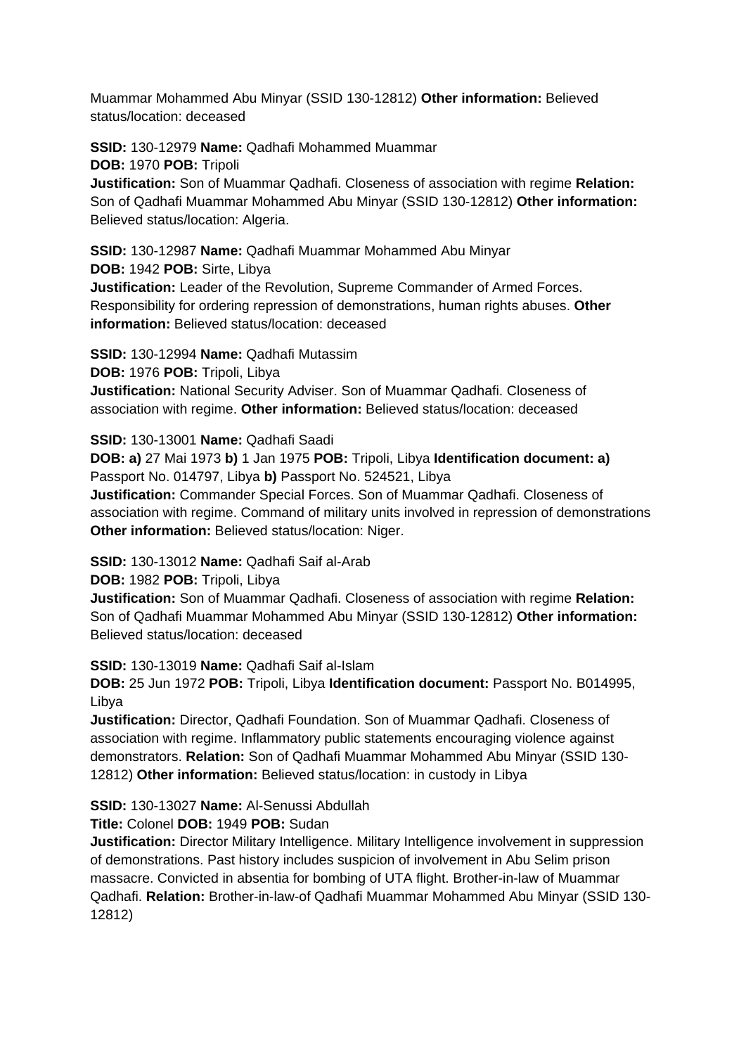Muammar Mohammed Abu Minyar (SSID 130-12812) **Other information:** Believed status/location: deceased

**SSID:** 130-12979 **Name:** Qadhafi Mohammed Muammar
**DOB:** 1970 **POB:** Tripoli
**Justification:** Son of Muammar Qadhafi. Closeness of association with regime **Relation:** Son of Qadhafi Muammar Mohammed Abu Minyar (SSID 130-12812) **Other information:** Believed status/location: Algeria.

**SSID:** 130-12987 **Name:** Qadhafi Muammar Mohammed Abu Minyar
**DOB:** 1942 **POB:** Sirte, Libya
**Justification:** Leader of the Revolution, Supreme Commander of Armed Forces. Responsibility for ordering repression of demonstrations, human rights abuses. **Other information:** Believed status/location: deceased

**SSID:** 130-12994 **Name:** Qadhafi Mutassim
**DOB:** 1976 **POB:** Tripoli, Libya
**Justification:** National Security Adviser. Son of Muammar Qadhafi. Closeness of association with regime. **Other information:** Believed status/location: deceased

**SSID:** 130-13001 **Name:** Qadhafi Saadi
**DOB: a)** 27 Mai 1973 **b)** 1 Jan 1975 **POB:** Tripoli, Libya **Identification document: a)** Passport No. 014797, Libya **b)** Passport No. 524521, Libya
**Justification:** Commander Special Forces. Son of Muammar Qadhafi. Closeness of association with regime. Command of military units involved in repression of demonstrations **Other information:** Believed status/location: Niger.

**SSID:** 130-13012 **Name:** Qadhafi Saif al-Arab
**DOB:** 1982 **POB:** Tripoli, Libya
**Justification:** Son of Muammar Qadhafi. Closeness of association with regime **Relation:** Son of Qadhafi Muammar Mohammed Abu Minyar (SSID 130-12812) **Other information:** Believed status/location: deceased

**SSID:** 130-13019 **Name:** Qadhafi Saif al-Islam
**DOB:** 25 Jun 1972 **POB:** Tripoli, Libya **Identification document:** Passport No. B014995, Libya
**Justification:** Director, Qadhafi Foundation. Son of Muammar Qadhafi. Closeness of association with regime. Inflammatory public statements encouraging violence against demonstrators. **Relation:** Son of Qadhafi Muammar Mohammed Abu Minyar (SSID 130-12812) **Other information:** Believed status/location: in custody in Libya

**SSID:** 130-13027 **Name:** Al-Senussi Abdullah
**Title:** Colonel **DOB:** 1949 **POB:** Sudan
**Justification:** Director Military Intelligence. Military Intelligence involvement in suppression of demonstrations. Past history includes suspicion of involvement in Abu Selim prison massacre. Convicted in absentia for bombing of UTA flight. Brother-in-law of Muammar Qadhafi. **Relation:** Brother-in-law-of Qadhafi Muammar Mohammed Abu Minyar (SSID 130-12812)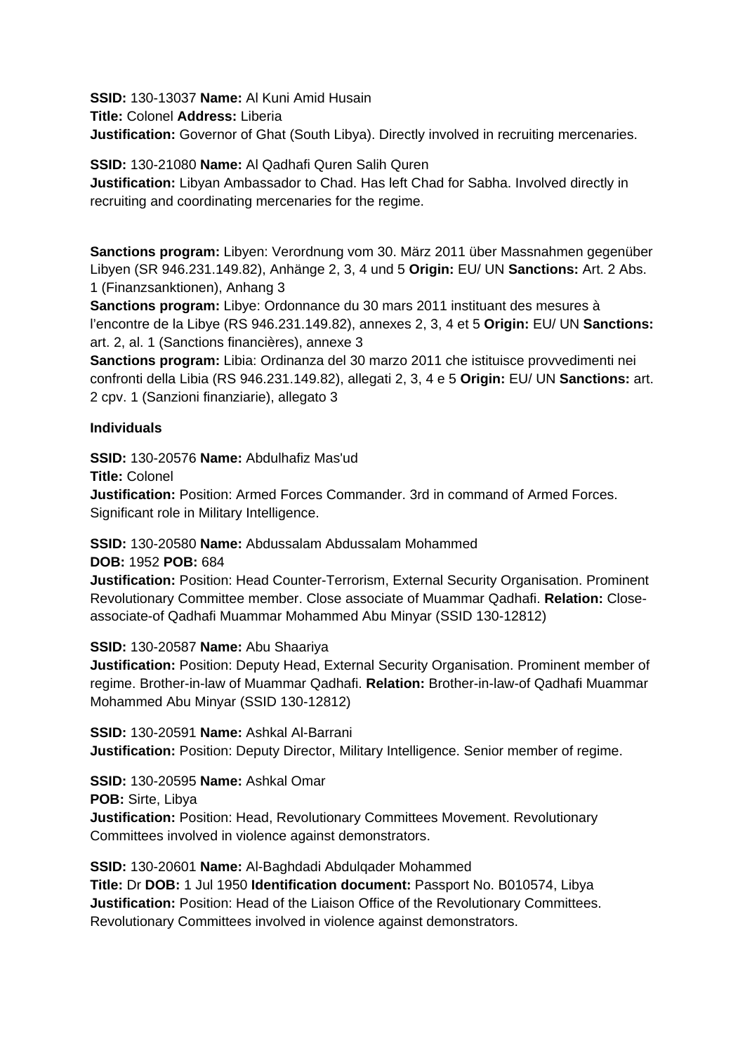**SSID:** 130-13037 **Name:** Al Kuni Amid Husain
**Title:** Colonel **Address:** Liberia
**Justification:** Governor of Ghat (South Libya). Directly involved in recruiting mercenaries.

**SSID:** 130-21080 **Name:** Al Qadhafi Quren Salih Quren
**Justification:** Libyan Ambassador to Chad. Has left Chad for Sabha. Involved directly in recruiting and coordinating mercenaries for the regime.

**Sanctions program:** Libyen: Verordnung vom 30. März 2011 über Massnahmen gegenüber Libyen (SR 946.231.149.82), Anhänge 2, 3, 4 und 5 **Origin:** EU/ UN **Sanctions:** Art. 2 Abs. 1 (Finanzsanktionen), Anhang 3
**Sanctions program:** Libye: Ordonnance du 30 mars 2011 instituant des mesures à l'encontre de la Libye (RS 946.231.149.82), annexes 2, 3, 4 et 5 **Origin:** EU/ UN **Sanctions:** art. 2, al. 1 (Sanctions financières), annexe 3
**Sanctions program:** Libia: Ordinanza del 30 marzo 2011 che istituisce provvedimenti nei confronti della Libia (RS 946.231.149.82), allegati 2, 3, 4 e 5 **Origin:** EU/ UN **Sanctions:** art. 2 cpv. 1 (Sanzioni finanziarie), allegato 3

**Individuals**

**SSID:** 130-20576 **Name:** Abdulhafiz Mas'ud
**Title:** Colonel
**Justification:** Position: Armed Forces Commander. 3rd in command of Armed Forces. Significant role in Military Intelligence.

**SSID:** 130-20580 **Name:** Abdussalam Abdussalam Mohammed
**DOB:** 1952 **POB:** 684
**Justification:** Position: Head Counter-Terrorism, External Security Organisation. Prominent Revolutionary Committee member. Close associate of Muammar Qadhafi. **Relation:** Close-associate-of Qadhafi Muammar Mohammed Abu Minyar (SSID 130-12812)

**SSID:** 130-20587 **Name:** Abu Shaariya
**Justification:** Position: Deputy Head, External Security Organisation. Prominent member of regime. Brother-in-law of Muammar Qadhafi. **Relation:** Brother-in-law-of Qadhafi Muammar Mohammed Abu Minyar (SSID 130-12812)

**SSID:** 130-20591 **Name:** Ashkal Al-Barrani
**Justification:** Position: Deputy Director, Military Intelligence. Senior member of regime.

**SSID:** 130-20595 **Name:** Ashkal Omar
**POB:** Sirte, Libya
**Justification:** Position: Head, Revolutionary Committees Movement. Revolutionary Committees involved in violence against demonstrators.

**SSID:** 130-20601 **Name:** Al-Baghdadi Abdulqader Mohammed
**Title:** Dr **DOB:** 1 Jul 1950 **Identification document:** Passport No. B010574, Libya
**Justification:** Position: Head of the Liaison Office of the Revolutionary Committees. Revolutionary Committees involved in violence against demonstrators.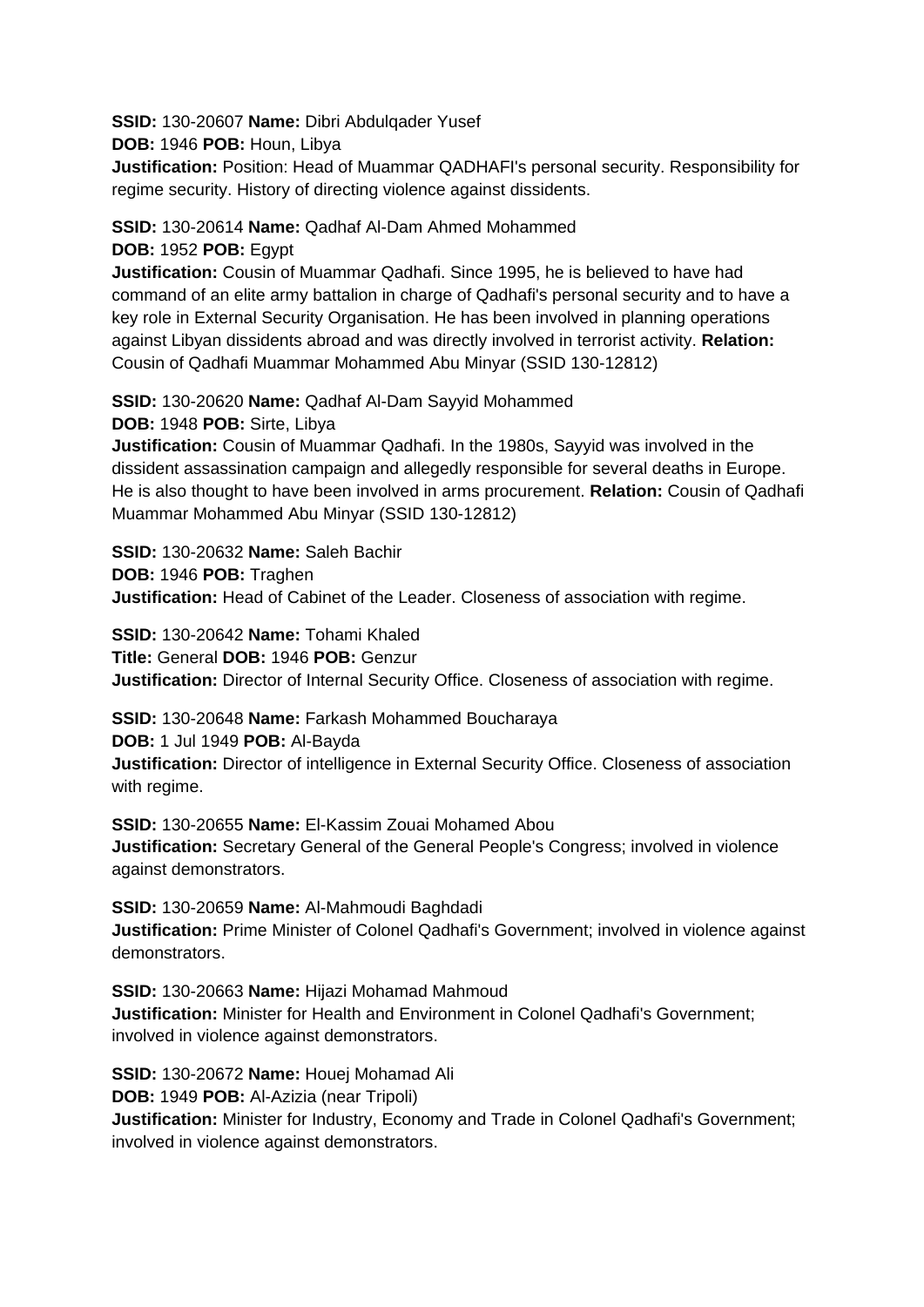**SSID:** 130-20607 **Name:** Dibri Abdulqader Yusef
**DOB:** 1946 **POB:** Houn, Libya
**Justification:** Position: Head of Muammar QADHAFI's personal security. Responsibility for regime security. History of directing violence against dissidents.

**SSID:** 130-20614 **Name:** Qadhaf Al-Dam Ahmed Mohammed
**DOB:** 1952 **POB:** Egypt
**Justification:** Cousin of Muammar Qadhafi. Since 1995, he is believed to have had command of an elite army battalion in charge of Qadhafi's personal security and to have a key role in External Security Organisation. He has been involved in planning operations against Libyan dissidents abroad and was directly involved in terrorist activity. **Relation:** Cousin of Qadhafi Muammar Mohammed Abu Minyar (SSID 130-12812)

**SSID:** 130-20620 **Name:** Qadhaf Al-Dam Sayyid Mohammed
**DOB:** 1948 **POB:** Sirte, Libya
**Justification:** Cousin of Muammar Qadhafi. In the 1980s, Sayyid was involved in the dissident assassination campaign and allegedly responsible for several deaths in Europe. He is also thought to have been involved in arms procurement. **Relation:** Cousin of Qadhafi Muammar Mohammed Abu Minyar (SSID 130-12812)

**SSID:** 130-20632 **Name:** Saleh Bachir
**DOB:** 1946 **POB:** Traghen
**Justification:** Head of Cabinet of the Leader. Closeness of association with regime.

**SSID:** 130-20642 **Name:** Tohami Khaled
**Title:** General **DOB:** 1946 **POB:** Genzur
**Justification:** Director of Internal Security Office. Closeness of association with regime.

**SSID:** 130-20648 **Name:** Farkash Mohammed Boucharaya
**DOB:** 1 Jul 1949 **POB:** Al-Bayda
**Justification:** Director of intelligence in External Security Office. Closeness of association with regime.

**SSID:** 130-20655 **Name:** El-Kassim Zouai Mohamed Abou
**Justification:** Secretary General of the General People's Congress; involved in violence against demonstrators.

**SSID:** 130-20659 **Name:** Al-Mahmoudi Baghdadi
**Justification:** Prime Minister of Colonel Qadhafi's Government; involved in violence against demonstrators.

**SSID:** 130-20663 **Name:** Hijazi Mohamad Mahmoud
**Justification:** Minister for Health and Environment in Colonel Qadhafi's Government; involved in violence against demonstrators.

**SSID:** 130-20672 **Name:** Houej Mohamad Ali
**DOB:** 1949 **POB:** Al-Azizia (near Tripoli)
**Justification:** Minister for Industry, Economy and Trade in Colonel Qadhafi's Government; involved in violence against demonstrators.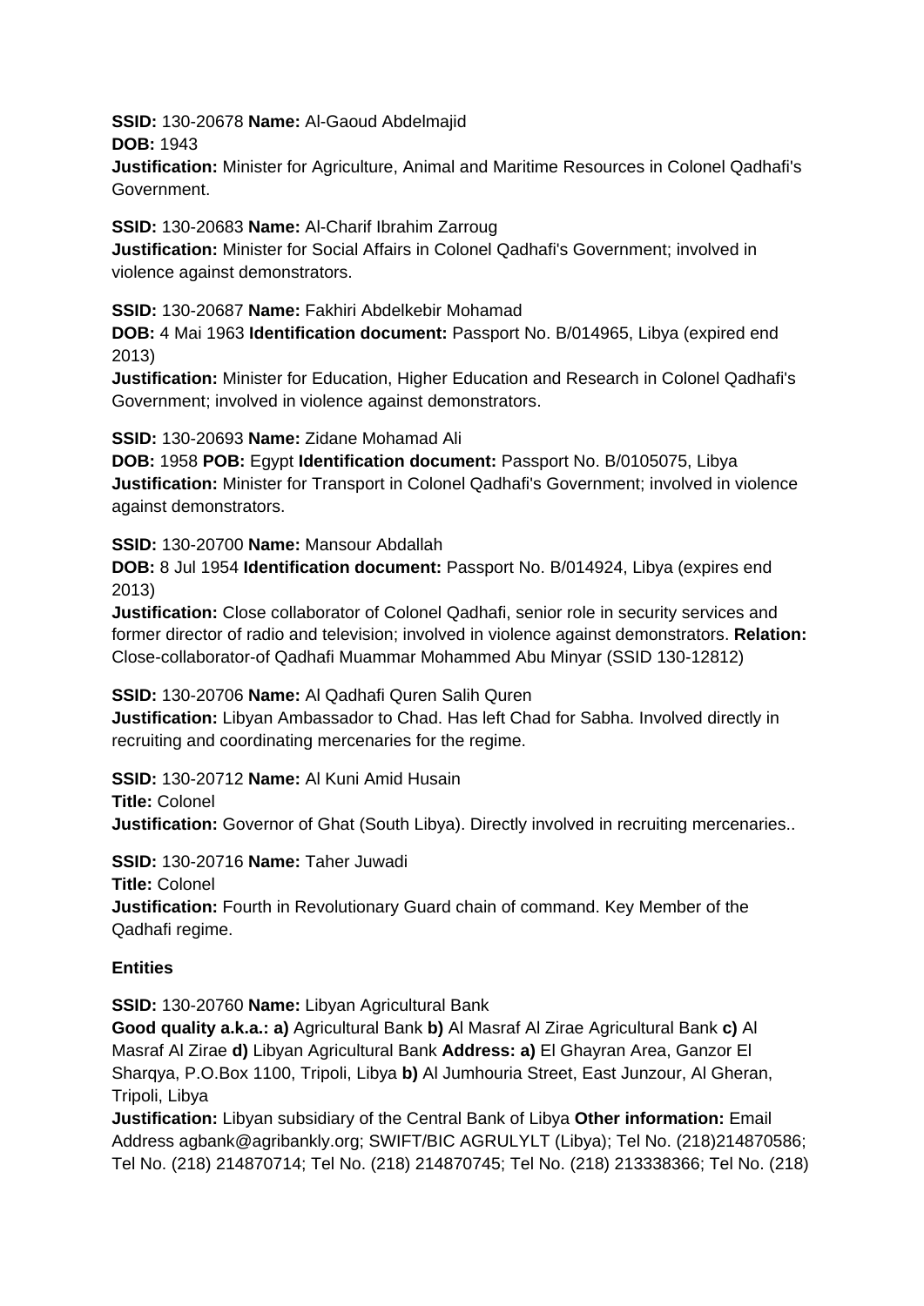**SSID:** 130-20678 **Name:** Al-Gaoud Abdelmajid
**DOB:** 1943
**Justification:** Minister for Agriculture, Animal and Maritime Resources in Colonel Qadhafi's Government.

**SSID:** 130-20683 **Name:** Al-Charif Ibrahim Zarroug
**Justification:** Minister for Social Affairs in Colonel Qadhafi's Government; involved in violence against demonstrators.

**SSID:** 130-20687 **Name:** Fakhiri Abdelkebir Mohamad
**DOB:** 4 Mai 1963 **Identification document:** Passport No. B/014965, Libya (expired end 2013)
**Justification:** Minister for Education, Higher Education and Research in Colonel Qadhafi's Government; involved in violence against demonstrators.

**SSID:** 130-20693 **Name:** Zidane Mohamad Ali
**DOB:** 1958 **POB:** Egypt **Identification document:** Passport No. B/0105075, Libya
**Justification:** Minister for Transport in Colonel Qadhafi's Government; involved in violence against demonstrators.

**SSID:** 130-20700 **Name:** Mansour Abdallah
**DOB:** 8 Jul 1954 **Identification document:** Passport No. B/014924, Libya (expires end 2013)
**Justification:** Close collaborator of Colonel Qadhafi, senior role in security services and former director of radio and television; involved in violence against demonstrators. **Relation:** Close-collaborator-of Qadhafi Muammar Mohammed Abu Minyar (SSID 130-12812)

**SSID:** 130-20706 **Name:** Al Qadhafi Quren Salih Quren
**Justification:** Libyan Ambassador to Chad. Has left Chad for Sabha. Involved directly in recruiting and coordinating mercenaries for the regime.

**SSID:** 130-20712 **Name:** Al Kuni Amid Husain
**Title:** Colonel
**Justification:** Governor of Ghat (South Libya). Directly involved in recruiting mercenaries..

**SSID:** 130-20716 **Name:** Taher Juwadi
**Title:** Colonel
**Justification:** Fourth in Revolutionary Guard chain of command. Key Member of the Qadhafi regime.

**Entities**

**SSID:** 130-20760 **Name:** Libyan Agricultural Bank
**Good quality a.k.a.: a)** Agricultural Bank **b)** Al Masraf Al Zirae Agricultural Bank **c)** Al Masraf Al Zirae **d)** Libyan Agricultural Bank **Address: a)** El Ghayran Area, Ganzor El Sharqya, P.O.Box 1100, Tripoli, Libya **b)** Al Jumhouria Street, East Junzour, Al Gheran, Tripoli, Libya
**Justification:** Libyan subsidiary of the Central Bank of Libya **Other information:** Email Address agbank@agribankly.org; SWIFT/BIC AGRULYLT (Libya); Tel No. (218)214870586; Tel No. (218) 214870714; Tel No. (218) 214870745; Tel No. (218) 213338366; Tel No. (218)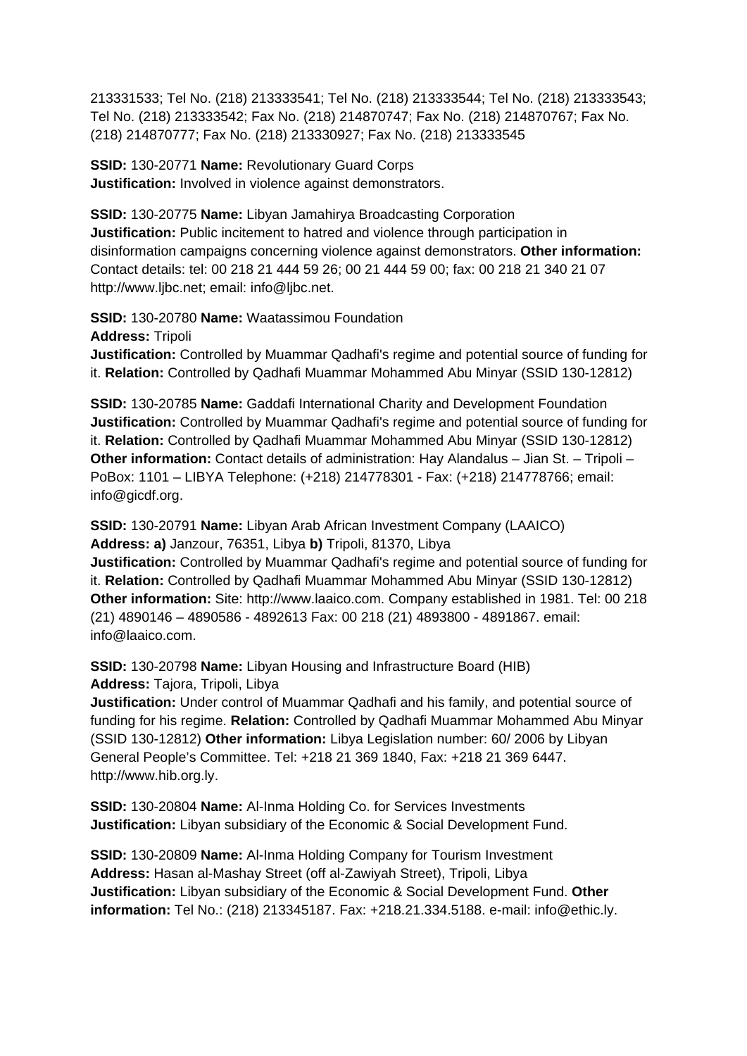213331533; Tel No. (218) 213333541; Tel No. (218) 213333544; Tel No. (218) 213333543; Tel No. (218) 213333542; Fax No. (218) 214870747; Fax No. (218) 214870767; Fax No. (218) 214870777; Fax No. (218) 213330927; Fax No. (218) 213333545

**SSID:** 130-20771 **Name:** Revolutionary Guard Corps
**Justification:** Involved in violence against demonstrators.

**SSID:** 130-20775 **Name:** Libyan Jamahirya Broadcasting Corporation
**Justification:** Public incitement to hatred and violence through participation in disinformation campaigns concerning violence against demonstrators. **Other information:** Contact details: tel: 00 218 21 444 59 26; 00 21 444 59 00; fax: 00 218 21 340 21 07 http://www.ljbc.net; email: info@ljbc.net.

**SSID:** 130-20780 **Name:** Waatassimou Foundation
**Address:** Tripoli
**Justification:** Controlled by Muammar Qadhafi's regime and potential source of funding for it. **Relation:** Controlled by Qadhafi Muammar Mohammed Abu Minyar (SSID 130-12812)

**SSID:** 130-20785 **Name:** Gaddafi International Charity and Development Foundation
**Justification:** Controlled by Muammar Qadhafi's regime and potential source of funding for it. **Relation:** Controlled by Qadhafi Muammar Mohammed Abu Minyar (SSID 130-12812) **Other information:** Contact details of administration: Hay Alandalus – Jian St. – Tripoli – PoBox: 1101 – LIBYA Telephone: (+218) 214778301 - Fax: (+218) 214778766; email: info@gicdf.org.

**SSID:** 130-20791 **Name:** Libyan Arab African Investment Company (LAAICO)
**Address: a)** Janzour, 76351, Libya **b)** Tripoli, 81370, Libya
**Justification:** Controlled by Muammar Qadhafi's regime and potential source of funding for it. **Relation:** Controlled by Qadhafi Muammar Mohammed Abu Minyar (SSID 130-12812) **Other information:** Site: http://www.laaico.com. Company established in 1981. Tel: 00 218 (21) 4890146 – 4890586 - 4892613 Fax: 00 218 (21) 4893800 - 4891867. email: info@laaico.com.

**SSID:** 130-20798 **Name:** Libyan Housing and Infrastructure Board (HIB)
**Address:** Tajora, Tripoli, Libya
**Justification:** Under control of Muammar Qadhafi and his family, and potential source of funding for his regime. **Relation:** Controlled by Qadhafi Muammar Mohammed Abu Minyar (SSID 130-12812) **Other information:** Libya Legislation number: 60/ 2006 by Libyan General People's Committee. Tel: +218 21 369 1840, Fax: +218 21 369 6447. http://www.hib.org.ly.

**SSID:** 130-20804 **Name:** Al-Inma Holding Co. for Services Investments
**Justification:** Libyan subsidiary of the Economic & Social Development Fund.

**SSID:** 130-20809 **Name:** Al-Inma Holding Company for Tourism Investment
**Address:** Hasan al-Mashay Street (off al-Zawiyah Street), Tripoli, Libya
**Justification:** Libyan subsidiary of the Economic & Social Development Fund. **Other information:** Tel No.: (218) 213345187. Fax: +218.21.334.5188. e-mail: info@ethic.ly.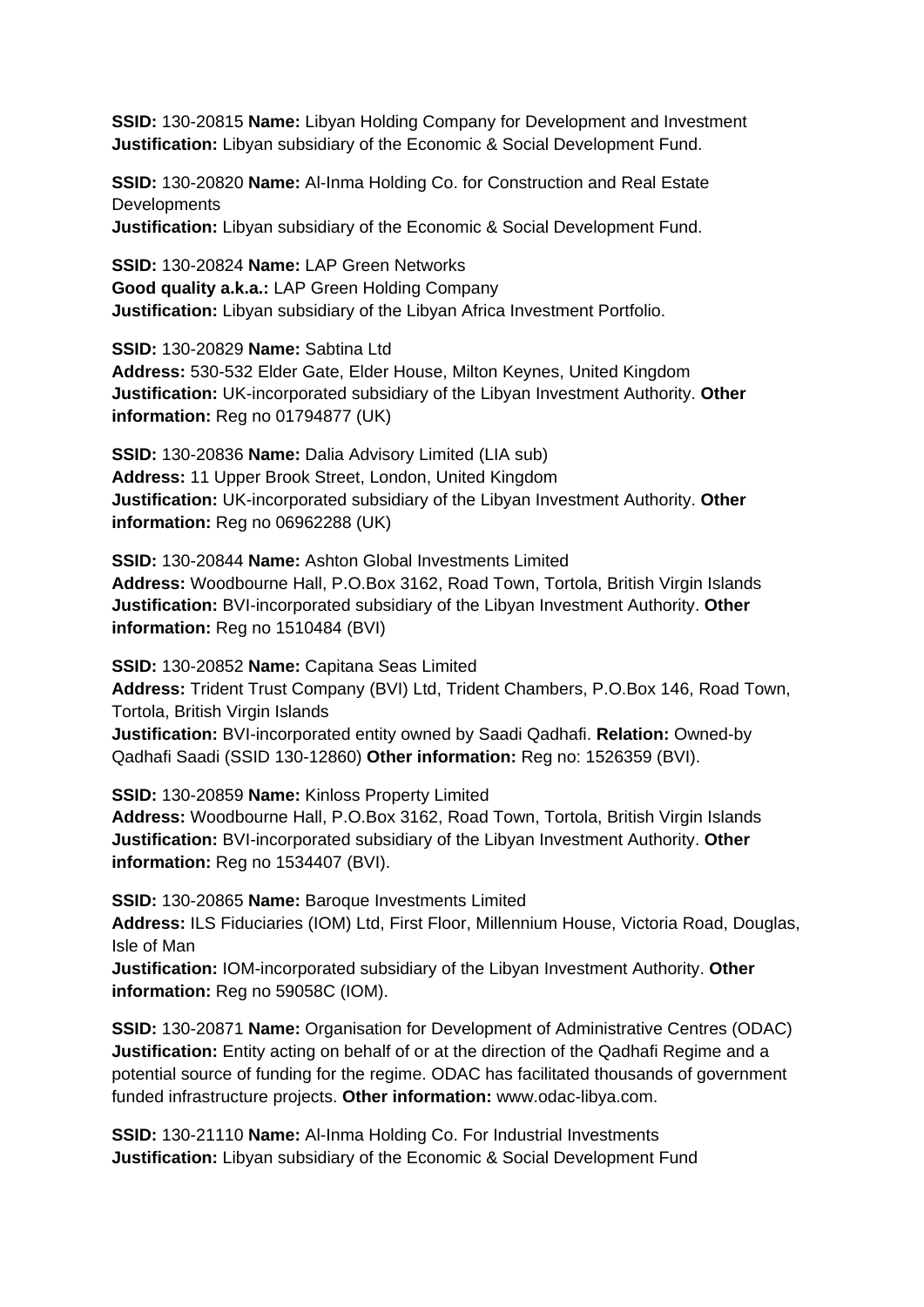**SSID:** 130-20815 **Name:** Libyan Holding Company for Development and Investment
**Justification:** Libyan subsidiary of the Economic & Social Development Fund.

**SSID:** 130-20820 **Name:** Al-Inma Holding Co. for Construction and Real Estate Developments
**Justification:** Libyan subsidiary of the Economic & Social Development Fund.

**SSID:** 130-20824 **Name:** LAP Green Networks
**Good quality a.k.a.:** LAP Green Holding Company
**Justification:** Libyan subsidiary of the Libyan Africa Investment Portfolio.

**SSID:** 130-20829 **Name:** Sabtina Ltd
**Address:** 530-532 Elder Gate, Elder House, Milton Keynes, United Kingdom
**Justification:** UK-incorporated subsidiary of the Libyan Investment Authority. **Other information:** Reg no 01794877 (UK)

**SSID:** 130-20836 **Name:** Dalia Advisory Limited (LIA sub)
**Address:** 11 Upper Brook Street, London, United Kingdom
**Justification:** UK-incorporated subsidiary of the Libyan Investment Authority. **Other information:** Reg no 06962288 (UK)

**SSID:** 130-20844 **Name:** Ashton Global Investments Limited
**Address:** Woodbourne Hall, P.O.Box 3162, Road Town, Tortola, British Virgin Islands
**Justification:** BVI-incorporated subsidiary of the Libyan Investment Authority. **Other information:** Reg no 1510484 (BVI)

**SSID:** 130-20852 **Name:** Capitana Seas Limited
**Address:** Trident Trust Company (BVI) Ltd, Trident Chambers, P.O.Box 146, Road Town, Tortola, British Virgin Islands
**Justification:** BVI-incorporated entity owned by Saadi Qadhafi. **Relation:** Owned-by Qadhafi Saadi (SSID 130-12860) **Other information:** Reg no: 1526359 (BVI).

**SSID:** 130-20859 **Name:** Kinloss Property Limited
**Address:** Woodbourne Hall, P.O.Box 3162, Road Town, Tortola, British Virgin Islands
**Justification:** BVI-incorporated subsidiary of the Libyan Investment Authority. **Other information:** Reg no 1534407 (BVI).

**SSID:** 130-20865 **Name:** Baroque Investments Limited
**Address:** ILS Fiduciaries (IOM) Ltd, First Floor, Millennium House, Victoria Road, Douglas, Isle of Man
**Justification:** IOM-incorporated subsidiary of the Libyan Investment Authority. **Other information:** Reg no 59058C (IOM).

**SSID:** 130-20871 **Name:** Organisation for Development of Administrative Centres (ODAC)
**Justification:** Entity acting on behalf of or at the direction of the Qadhafi Regime and a potential source of funding for the regime. ODAC has facilitated thousands of government funded infrastructure projects. **Other information:** www.odac-libya.com.

**SSID:** 130-21110 **Name:** Al-Inma Holding Co. For Industrial Investments
**Justification:** Libyan subsidiary of the Economic & Social Development Fund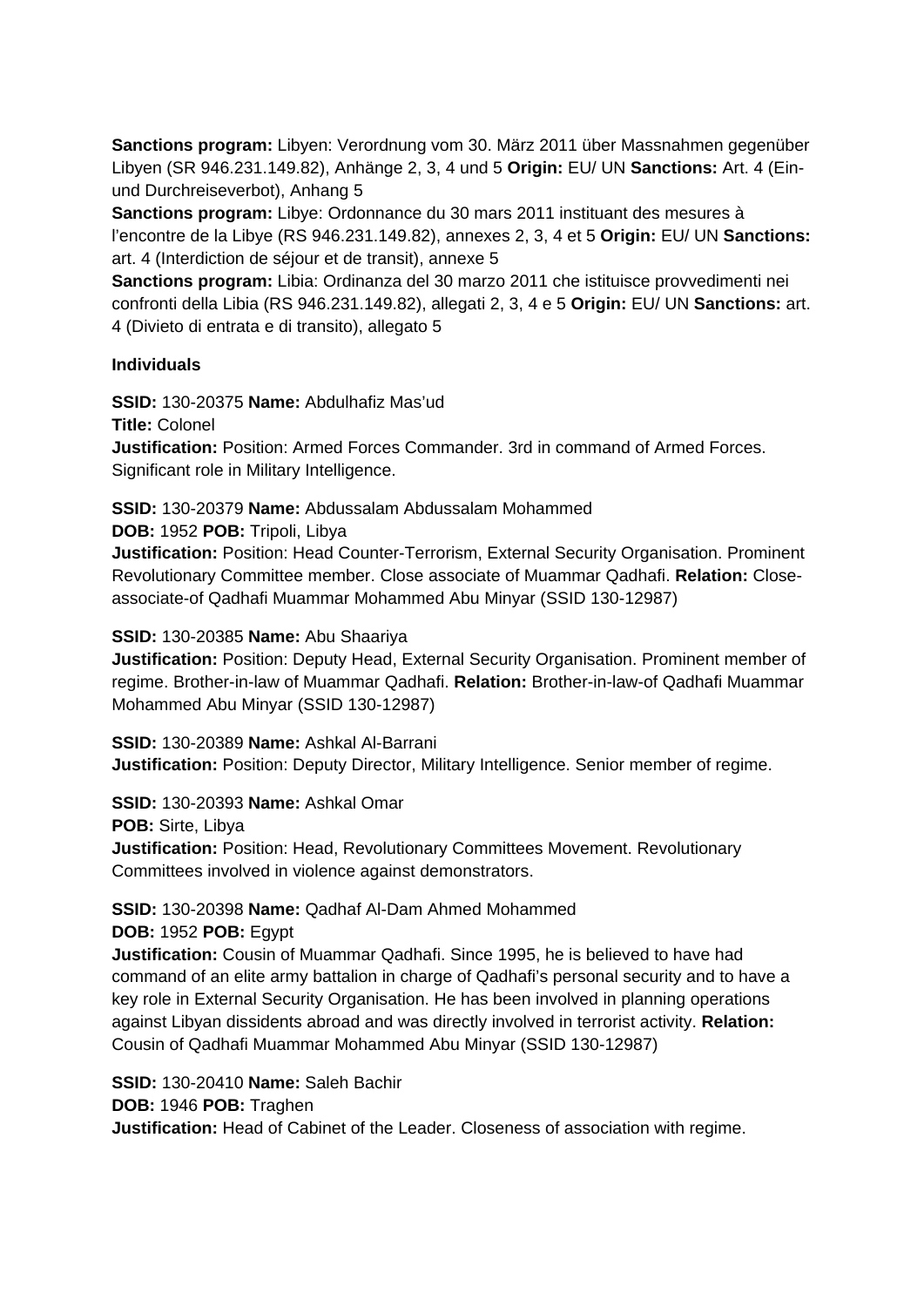**Sanctions program:** Libyen: Verordnung vom 30. März 2011 über Massnahmen gegenüber Libyen (SR 946.231.149.82), Anhänge 2, 3, 4 und 5 **Origin:** EU/ UN **Sanctions:** Art. 4 (Ein- und Durchreiseverbot), Anhang 5

**Sanctions program:** Libye: Ordonnance du 30 mars 2011 instituant des mesures à l'encontre de la Libye (RS 946.231.149.82), annexes 2, 3, 4 et 5 **Origin:** EU/ UN **Sanctions:** art. 4 (Interdiction de séjour et de transit), annexe 5

**Sanctions program:** Libia: Ordinanza del 30 marzo 2011 che istituisce provvedimenti nei confronti della Libia (RS 946.231.149.82), allegati 2, 3, 4 e 5 **Origin:** EU/ UN **Sanctions:** art. 4 (Divieto di entrata e di transito), allegato 5

**Individuals**

**SSID:** 130-20375 **Name:** Abdulhafiz Mas'ud
**Title:** Colonel
**Justification:** Position: Armed Forces Commander. 3rd in command of Armed Forces. Significant role in Military Intelligence.

**SSID:** 130-20379 **Name:** Abdussalam Abdussalam Mohammed
**DOB:** 1952 **POB:** Tripoli, Libya
**Justification:** Position: Head Counter-Terrorism, External Security Organisation. Prominent Revolutionary Committee member. Close associate of Muammar Qadhafi. **Relation:** Close-associate-of Qadhafi Muammar Mohammed Abu Minyar (SSID 130-12987)

**SSID:** 130-20385 **Name:** Abu Shaariya
**Justification:** Position: Deputy Head, External Security Organisation. Prominent member of regime. Brother-in-law of Muammar Qadhafi. **Relation:** Brother-in-law-of Qadhafi Muammar Mohammed Abu Minyar (SSID 130-12987)

**SSID:** 130-20389 **Name:** Ashkal Al-Barrani
**Justification:** Position: Deputy Director, Military Intelligence. Senior member of regime.

**SSID:** 130-20393 **Name:** Ashkal Omar
**POB:** Sirte, Libya
**Justification:** Position: Head, Revolutionary Committees Movement. Revolutionary Committees involved in violence against demonstrators.

**SSID:** 130-20398 **Name:** Qadhaf Al-Dam Ahmed Mohammed
**DOB:** 1952 **POB:** Egypt
**Justification:** Cousin of Muammar Qadhafi. Since 1995, he is believed to have had command of an elite army battalion in charge of Qadhafi's personal security and to have a key role in External Security Organisation. He has been involved in planning operations against Libyan dissidents abroad and was directly involved in terrorist activity. **Relation:** Cousin of Qadhafi Muammar Mohammed Abu Minyar (SSID 130-12987)

**SSID:** 130-20410 **Name:** Saleh Bachir
**DOB:** 1946 **POB:** Traghen
**Justification:** Head of Cabinet of the Leader. Closeness of association with regime.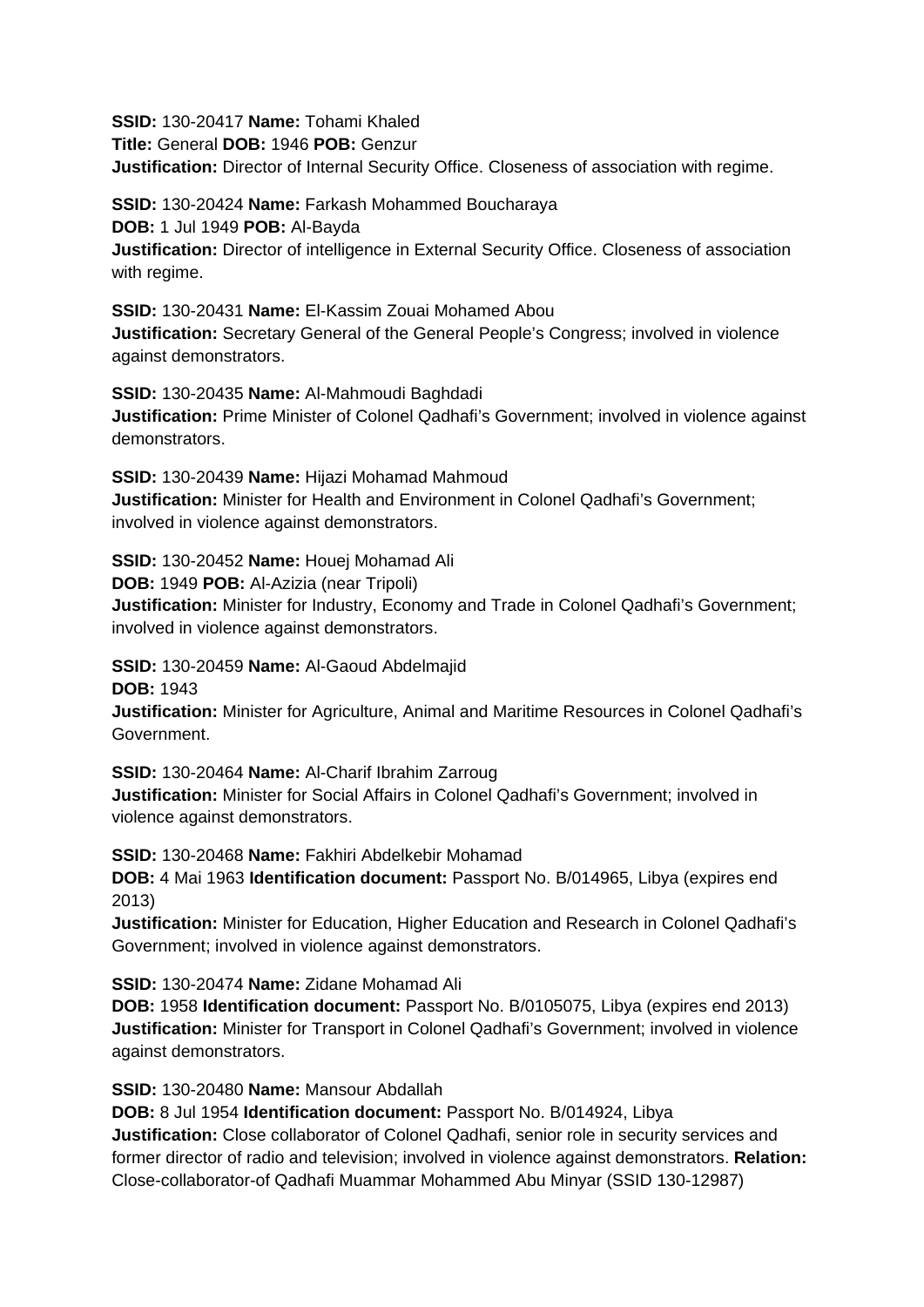**SSID:** 130-20417 **Name:** Tohami Khaled
**Title:** General **DOB:** 1946 **POB:** Genzur
**Justification:** Director of Internal Security Office. Closeness of association with regime.

**SSID:** 130-20424 **Name:** Farkash Mohammed Boucharaya
**DOB:** 1 Jul 1949 **POB:** Al-Bayda
**Justification:** Director of intelligence in External Security Office. Closeness of association with regime.

**SSID:** 130-20431 **Name:** El-Kassim Zouai Mohamed Abou
**Justification:** Secretary General of the General People's Congress; involved in violence against demonstrators.

**SSID:** 130-20435 **Name:** Al-Mahmoudi Baghdadi
**Justification:** Prime Minister of Colonel Qadhafi's Government; involved in violence against demonstrators.

**SSID:** 130-20439 **Name:** Hijazi Mohamad Mahmoud
**Justification:** Minister for Health and Environment in Colonel Qadhafi's Government; involved in violence against demonstrators.

**SSID:** 130-20452 **Name:** Houej Mohamad Ali
**DOB:** 1949 **POB:** Al-Azizia (near Tripoli)
**Justification:** Minister for Industry, Economy and Trade in Colonel Qadhafi's Government; involved in violence against demonstrators.

**SSID:** 130-20459 **Name:** Al-Gaoud Abdelmajid
**DOB:** 1943
**Justification:** Minister for Agriculture, Animal and Maritime Resources in Colonel Qadhafi's Government.

**SSID:** 130-20464 **Name:** Al-Charif Ibrahim Zarroug
**Justification:** Minister for Social Affairs in Colonel Qadhafi's Government; involved in violence against demonstrators.

**SSID:** 130-20468 **Name:** Fakhiri Abdelkebir Mohamad
**DOB:** 4 Mai 1963 **Identification document:** Passport No. B/014965, Libya (expires end 2013)
**Justification:** Minister for Education, Higher Education and Research in Colonel Qadhafi's Government; involved in violence against demonstrators.

**SSID:** 130-20474 **Name:** Zidane Mohamad Ali
**DOB:** 1958 **Identification document:** Passport No. B/0105075, Libya (expires end 2013)
**Justification:** Minister for Transport in Colonel Qadhafi's Government; involved in violence against demonstrators.

**SSID:** 130-20480 **Name:** Mansour Abdallah
**DOB:** 8 Jul 1954 **Identification document:** Passport No. B/014924, Libya
**Justification:** Close collaborator of Colonel Qadhafi, senior role in security services and former director of radio and television; involved in violence against demonstrators. **Relation:** Close-collaborator-of Qadhafi Muammar Mohammed Abu Minyar (SSID 130-12987)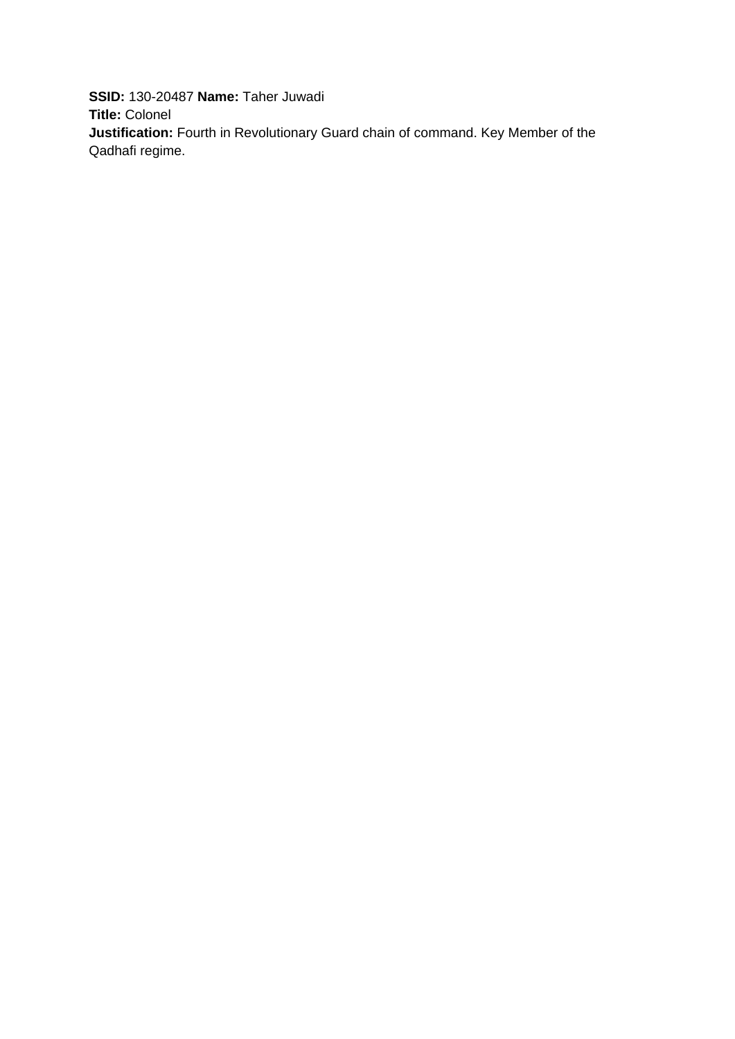**SSID:** 130-20487 **Name:** Taher Juwadi
**Title:** Colonel
**Justification:** Fourth in Revolutionary Guard chain of command. Key Member of the Qadhafi regime.